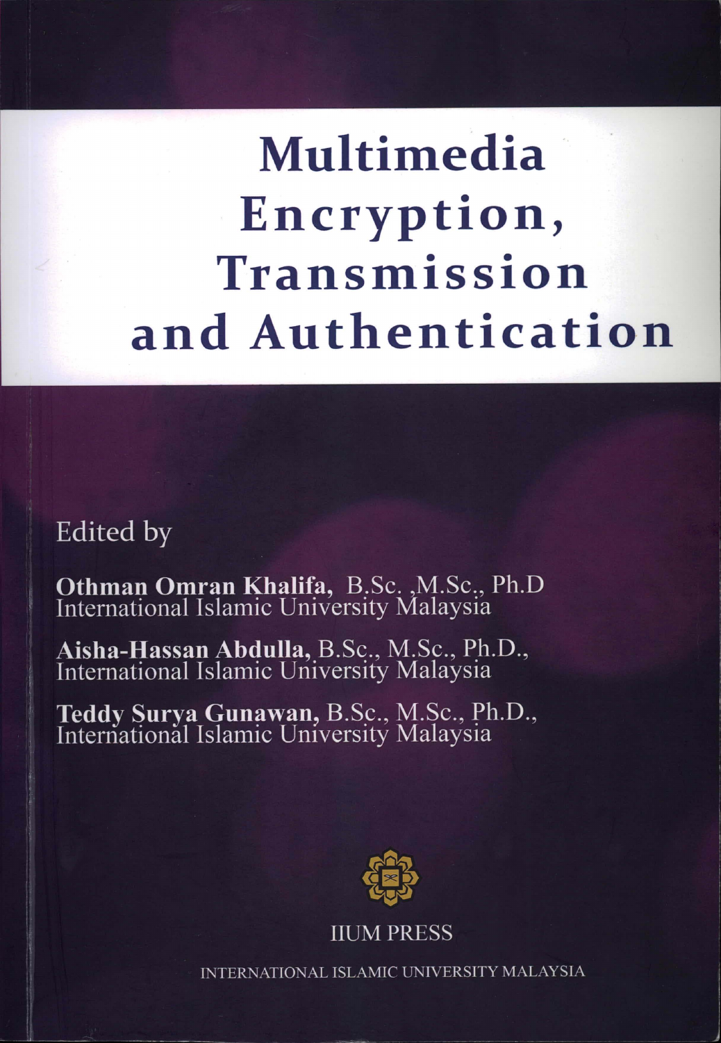# Multimedia Encryption, Transmission and Authentication

Edited by

**Othman Omran Khalifa,** B.Sc. ,M.Sc., Ph.D
International Islamic University Malaysia

**Aisha-Hassan Abdulla,** B.Sc., M.Sc., Ph.D.,
International Islamic University Malaysia

**Teddy Surya Gunawan,** B.Sc., M.Sc., Ph.D.,
International Islamic University Malaysia

IIUM PRESS

INTERNATIONAL ISLAMIC UNIVERSITY MALAYSIA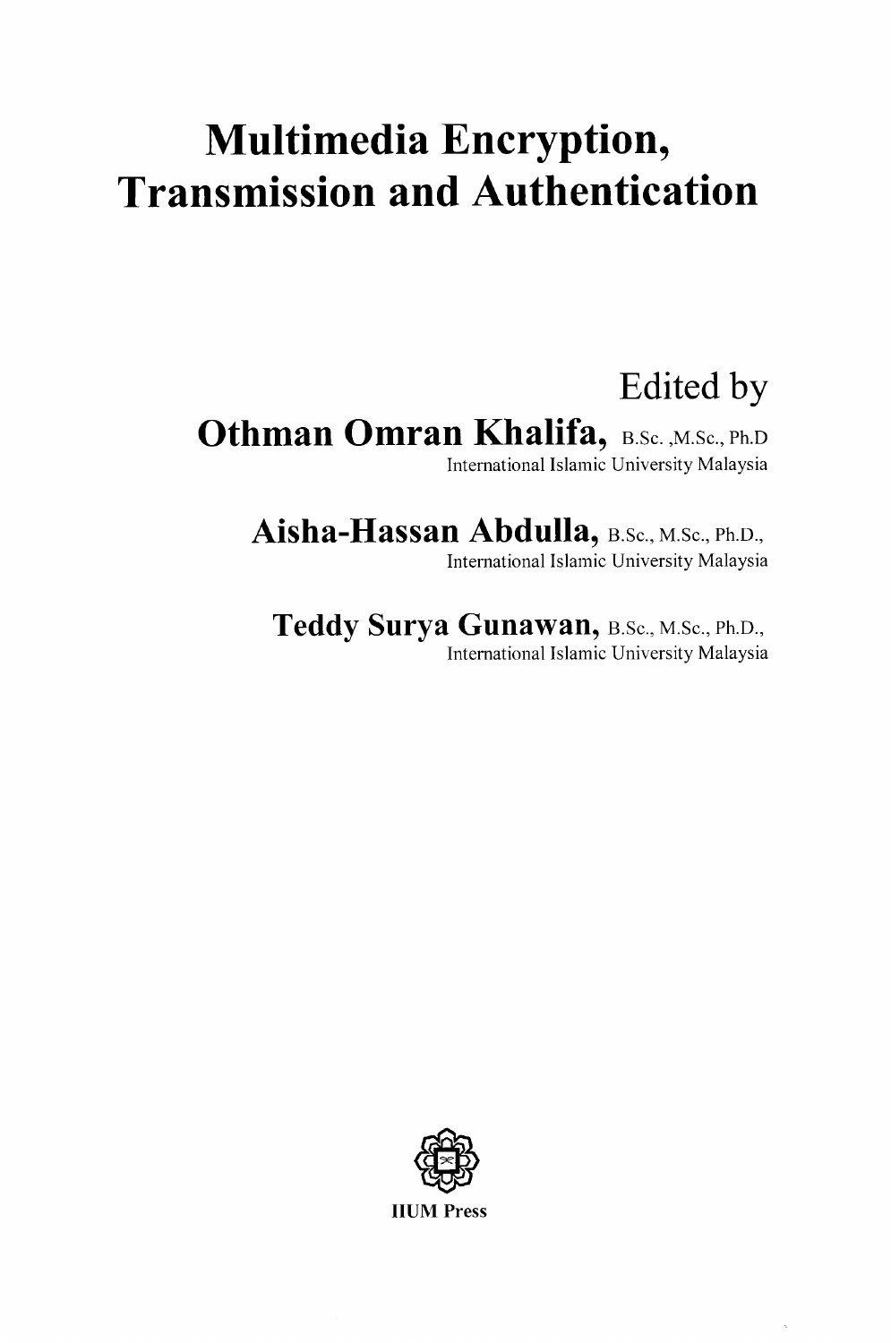# Multimedia Encryption, Transmission and Authentication

Edited by

**Othman Omran Khalifa,** B.Sc. ,M.Sc., Ph.D
International Islamic University Malaysia

**Aisha-Hassan Abdulla,** B.Sc., M.Sc., Ph.D.,
International Islamic University Malaysia

**Teddy Surya Gunawan,** B.Sc., M.Sc., Ph.D.,
International Islamic University Malaysia

**IIUM Press**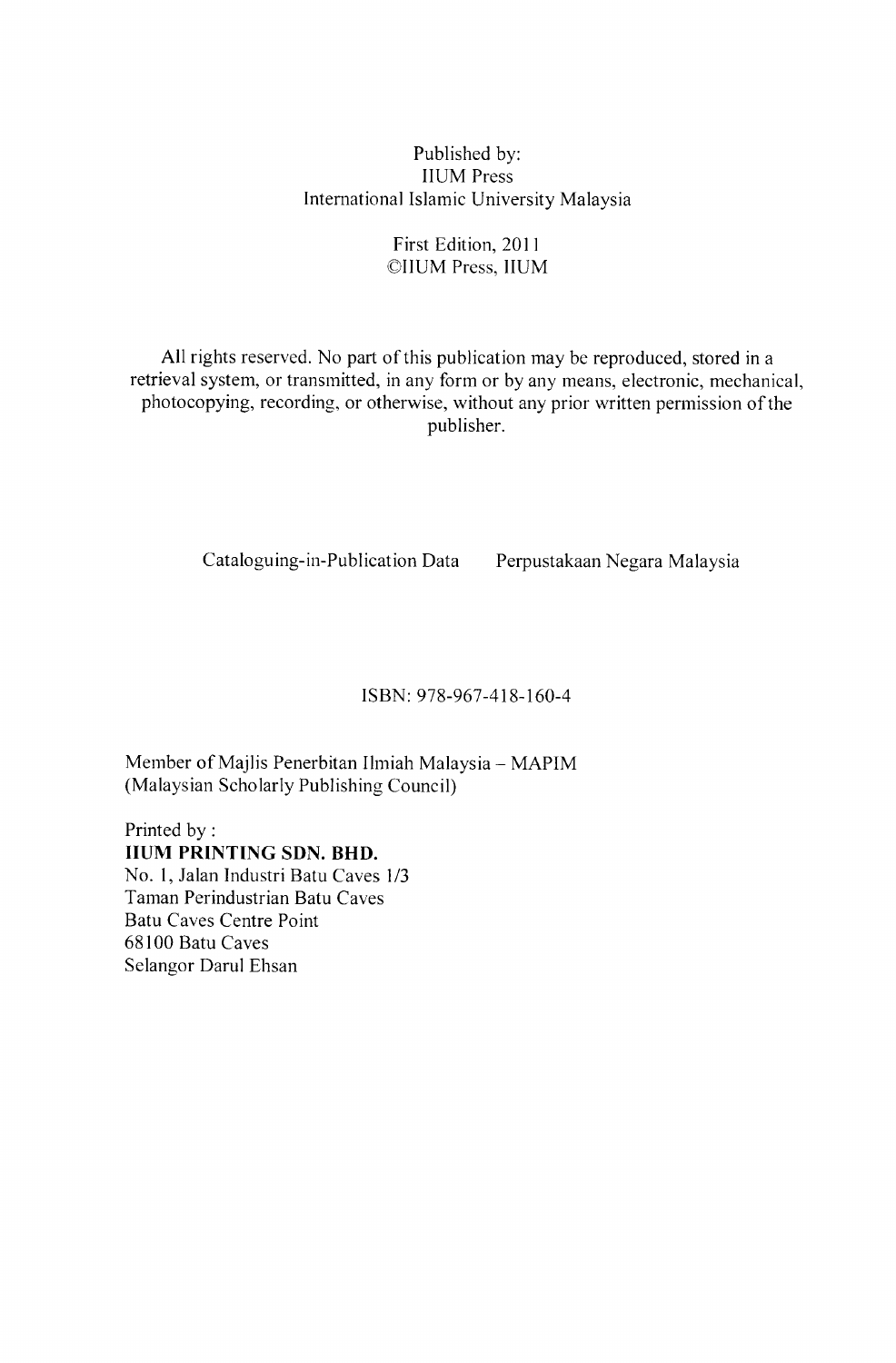Published by:
IIUM Press
International Islamic University Malaysia

First Edition, 2011
©IIUM Press, IIUM

All rights reserved. No part of this publication may be reproduced, stored in a retrieval system, or transmitted, in any form or by any means, electronic, mechanical, photocopying, recording, or otherwise, without any prior written permission of the publisher.

Cataloguing-in-Publication Data Perpustakaan Negara Malaysia

ISBN: 978-967-418-160-4

Member of Majlis Penerbitan Ilmiah Malaysia – MAPIM
(Malaysian Scholarly Publishing Council)

Printed by :
**IIUM PRINTING SDN. BHD.**
No. 1, Jalan Industri Batu Caves 1/3
Taman Perindustrian Batu Caves
Batu Caves Centre Point
68100 Batu Caves
Selangor Darul Ehsan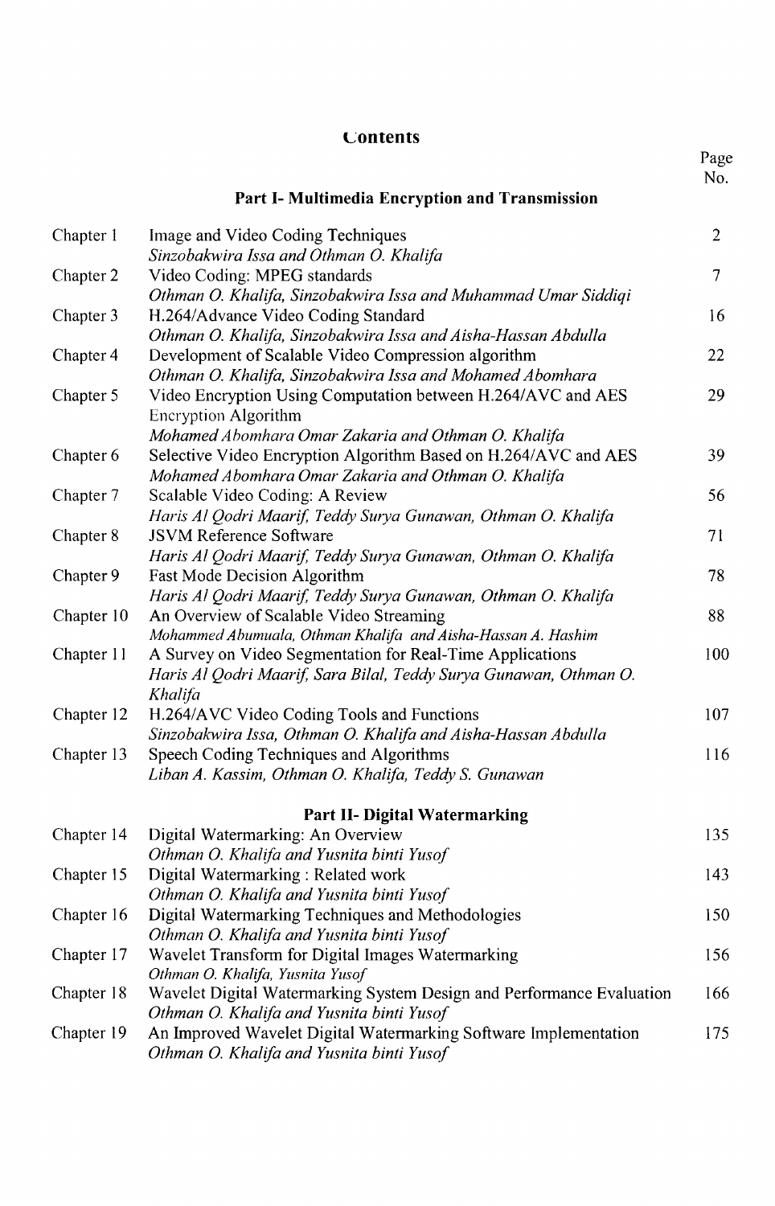# Contents

## Part I- Multimedia Encryption and Transmission

| | | Page No. |
|---|---|---|
| Chapter 1 | Image and Video Coding Techniques<br>*Sinzobakwira Issa and Othman O. Khalifa* | 2 |
| Chapter 2 | Video Coding: MPEG standards<br>*Othman O. Khalifa, Sinzobakwira Issa and Muhammad Umar Siddiqi* | 7 |
| Chapter 3 | H.264/Advance Video Coding Standard<br>*Othman O. Khalifa, Sinzobakwira Issa and Aisha-Hassan Abdulla* | 16 |
| Chapter 4 | Development of Scalable Video Compression algorithm<br>*Othman O. Khalifa, Sinzobakwira Issa and Mohamed Abomhara* | 22 |
| Chapter 5 | Video Encryption Using Computation between H.264/AVC and AES Encryption Algorithm<br>*Mohamed Abomhara Omar Zakaria and Othman O. Khalifa* | 29 |
| Chapter 6 | Selective Video Encryption Algorithm Based on H.264/AVC and AES<br>*Mohamed Abomhara Omar Zakaria and Othman O. Khalifa* | 39 |
| Chapter 7 | Scalable Video Coding: A Review<br>*Haris Al Qodri Maarif, Teddy Surya Gunawan, Othman O. Khalifa* | 56 |
| Chapter 8 | JSVM Reference Software<br>*Haris Al Qodri Maarif, Teddy Surya Gunawan, Othman O. Khalifa* | 71 |
| Chapter 9 | Fast Mode Decision Algorithm<br>*Haris Al Qodri Maarif, Teddy Surya Gunawan, Othman O. Khalifa* | 78 |
| Chapter 10 | An Overview of Scalable Video Streaming<br>*Mohammed Abumuala, Othman Khalifa and Aisha-Hassan A. Hashim* | 88 |
| Chapter 11 | A Survey on Video Segmentation for Real-Time Applications<br>*Haris Al Qodri Maarif, Sara Bilal, Teddy Surya Gunawan, Othman O. Khalifa* | 100 |
| Chapter 12 | H.264/AVC Video Coding Tools and Functions<br>*Sinzobakwira Issa, Othman O. Khalifa and Aisha-Hassan Abdulla* | 107 |
| Chapter 13 | Speech Coding Techniques and Algorithms<br>*Liban A. Kassim, Othman O. Khalifa, Teddy S. Gunawan* | 116 |

## Part II- Digital Watermarking

| | | Page No. |
|---|---|---|
| Chapter 14 | Digital Watermarking: An Overview<br>*Othman O. Khalifa and Yusnita binti Yusof* | 135 |
| Chapter 15 | Digital Watermarking : Related work<br>*Othman O. Khalifa and Yusnita binti Yusof* | 143 |
| Chapter 16 | Digital Watermarking Techniques and Methodologies<br>*Othman O. Khalifa and Yusnita binti Yusof* | 150 |
| Chapter 17 | Wavelet Transform for Digital Images Watermarking<br>*Othman O. Khalifa, Yusnita Yusof* | 156 |
| Chapter 18 | Wavelet Digital Watermarking System Design and Performance Evaluation<br>*Othman O. Khalifa and Yusnita binti Yusof* | 166 |
| Chapter 19 | An Improved Wavelet Digital Watermarking Software Implementation<br>*Othman O. Khalifa and Yusnita binti Yusof* | 175 |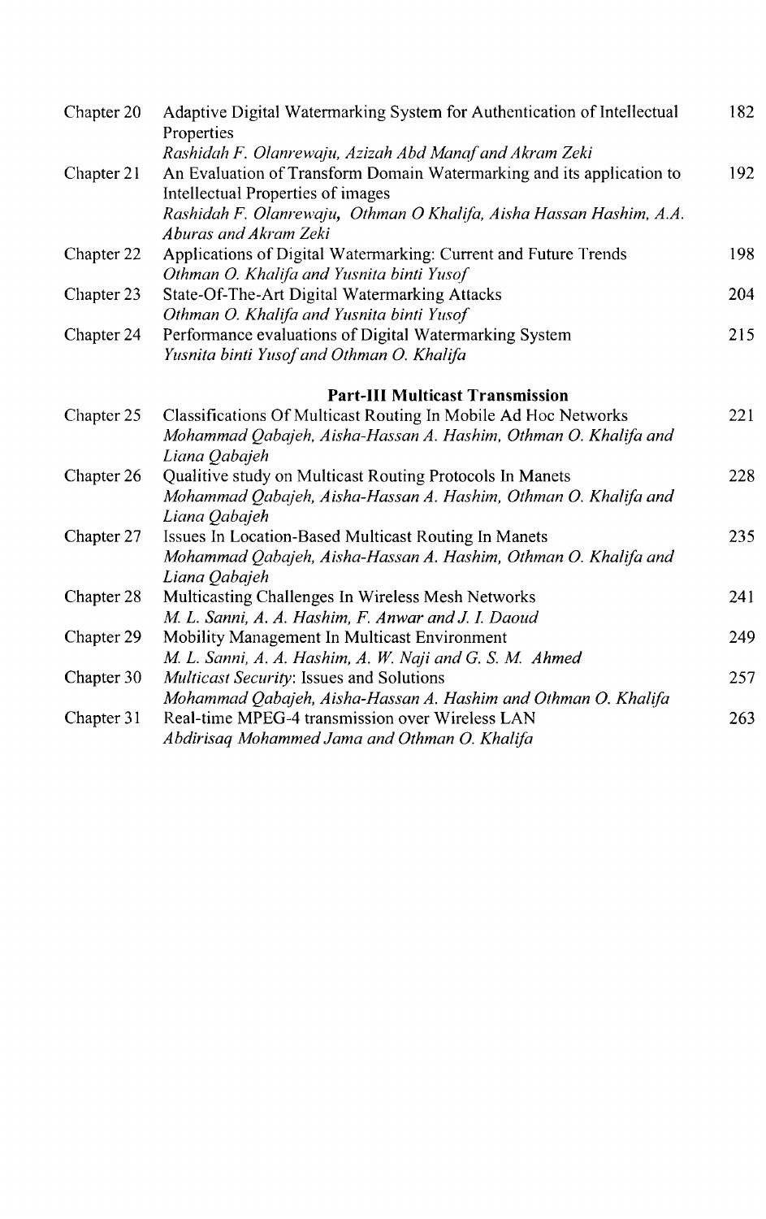| | | |
|---|---|---|
| Chapter 20 | Adaptive Digital Watermarking System for Authentication of Intellectual Properties<br>*Rashidah F. Olanrewaju, Azizah Abd Manaf and Akram Zeki* | 182 |
| Chapter 21 | An Evaluation of Transform Domain Watermarking and its application to Intellectual Properties of images<br>*Rashidah F. Olanrewaju,* ***Othman O Khalifa,*** *Aisha Hassan Hashim, A.A. Aburas and Akram Zeki* | 192 |
| Chapter 22 | Applications of Digital Watermarking: Current and Future Trends<br>*Othman O. Khalifa and Yusnita binti Yusof* | 198 |
| Chapter 23 | State-Of-The-Art Digital Watermarking Attacks<br>*Othman O. Khalifa and Yusnita binti Yusof* | 204 |
| Chapter 24 | Performance evaluations of Digital Watermarking System<br>*Yusnita binti Yusof and Othman O. Khalifa* | 215 |

## Part-III Multicast Transmission

| | | |
|---|---|---|
| Chapter 25 | Classifications Of Multicast Routing In Mobile Ad Hoc Networks<br>*Mohammad Qabajeh, Aisha-Hassan A. Hashim, Othman O. Khalifa and Liana Qabajeh* | 221 |
| Chapter 26 | Qualitive study on Multicast Routing Protocols In Manets<br>*Mohammad Qabajeh, Aisha-Hassan A. Hashim, Othman O. Khalifa and Liana Qabajeh* | 228 |
| Chapter 27 | Issues In Location-Based Multicast Routing In Manets<br>*Mohammad Qabajeh, Aisha-Hassan A. Hashim, Othman O. Khalifa and Liana Qabajeh* | 235 |
| Chapter 28 | Multicasting Challenges In Wireless Mesh Networks<br>*M. L. Sanni, A. A. Hashim, F. Anwar and J. I. Daoud* | 241 |
| Chapter 29 | Mobility Management In Multicast Environment<br>*M. L. Sanni, A. A. Hashim, A. W. Naji and G. S. M. Ahmed* | 249 |
| Chapter 30 | *Multicast Security*: Issues and Solutions<br>*Mohammad Qabajeh, Aisha-Hassan A. Hashim and Othman O. Khalifa* | 257 |
| Chapter 31 | Real-time MPEG-4 transmission over Wireless LAN<br>*Abdirisaq Mohammed Jama and Othman O. Khalifa* | 263 |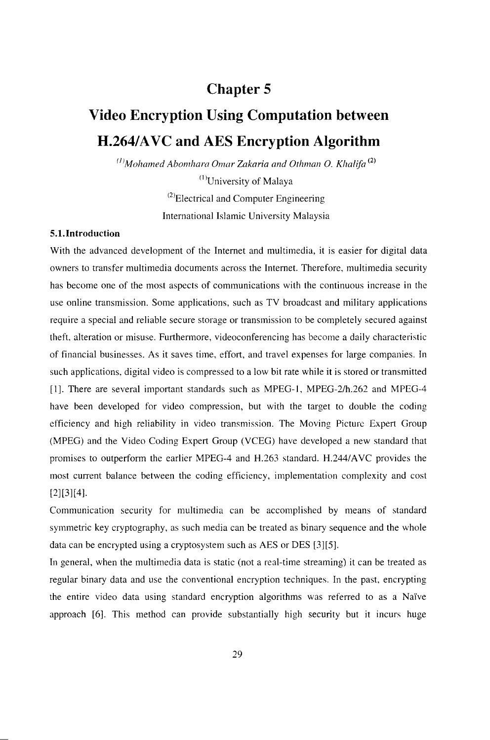# Chapter 5

# Video Encryption Using Computation between H.264/AVC and AES Encryption Algorithm

*[(1)]Mohamed Abomhara Omar Zakaria and Othman O. Khalifa* [(2)]

[(1)]University of Malaya

[(2)]Electrical and Computer Engineering

International Islamic University Malaysia

### 5.1. Introduction

With the advanced development of the Internet and multimedia, it is easier for digital data owners to transfer multimedia documents across the Internet. Therefore, multimedia security has become one of the most aspects of communications with the continuous increase in the use online transmission. Some applications, such as TV broadcast and military applications require a special and reliable secure storage or transmission to be completely secured against theft, alteration or misuse. Furthermore, videoconferencing has become a daily characteristic of financial businesses. As it saves time, effort, and travel expenses for large companies. In such applications, digital video is compressed to a low bit rate while it is stored or transmitted [1]. There are several important standards such as MPEG-1, MPEG-2/h.262 and MPEG-4 have been developed for video compression, but with the target to double the coding efficiency and high reliability in video transmission. The Moving Picture Expert Group (MPEG) and the Video Coding Expert Group (VCEG) have developed a new standard that promises to outperform the earlier MPEG-4 and H.263 standard. H.244/AVC provides the most current balance between the coding efficiency, implementation complexity and cost [2][3][4].

Communication security for multimedia can be accomplished by means of standard symmetric key cryptography, as such media can be treated as binary sequence and the whole data can be encrypted using a cryptosystem such as AES or DES [3][5].

In general, when the multimedia data is static (not a real-time streaming) it can be treated as regular binary data and use the conventional encryption techniques. In the past, encrypting the entire video data using standard encryption algorithms was referred to as a Naïve approach [6]. This method can provide substantially high security but it incurs huge